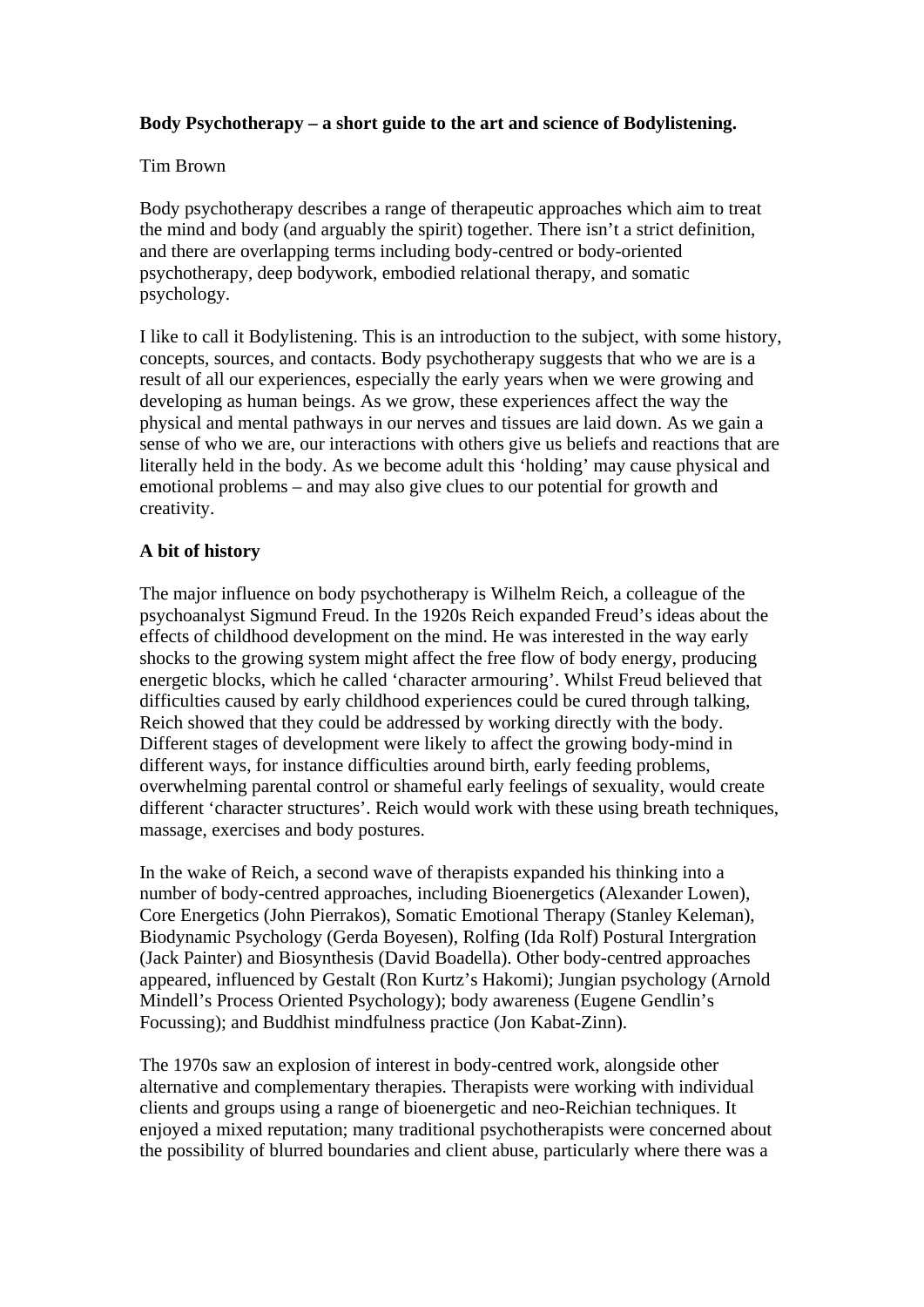**Body Psychotherapy – a short guide to the art and science of Bodylistening.**

Tim Brown

Body psychotherapy describes a range of therapeutic approaches which aim to treat the mind and body (and arguably the spirit) together. There isn't a strict definition, and there are overlapping terms including body-centred or body-oriented psychotherapy, deep bodywork, embodied relational therapy, and somatic psychology.

I like to call it Bodylistening. This is an introduction to the subject, with some history, concepts, sources, and contacts. Body psychotherapy suggests that who we are is a result of all our experiences, especially the early years when we were growing and developing as human beings. As we grow, these experiences affect the way the physical and mental pathways in our nerves and tissues are laid down. As we gain a sense of who we are, our interactions with others give us beliefs and reactions that are literally held in the body. As we become adult this 'holding' may cause physical and emotional problems – and may also give clues to our potential for growth and creativity.

**A bit of history**

The major influence on body psychotherapy is Wilhelm Reich, a colleague of the psychoanalyst Sigmund Freud. In the 1920s Reich expanded Freud's ideas about the effects of childhood development on the mind. He was interested in the way early shocks to the growing system might affect the free flow of body energy, producing energetic blocks, which he called 'character armouring'. Whilst Freud believed that difficulties caused by early childhood experiences could be cured through talking, Reich showed that they could be addressed by working directly with the body. Different stages of development were likely to affect the growing body-mind in different ways, for instance difficulties around birth, early feeding problems, overwhelming parental control or shameful early feelings of sexuality, would create different 'character structures'. Reich would work with these using breath techniques, massage, exercises and body postures.

In the wake of Reich, a second wave of therapists expanded his thinking into a number of body-centred approaches, including Bioenergetics (Alexander Lowen), Core Energetics (John Pierrakos), Somatic Emotional Therapy (Stanley Keleman), Biodynamic Psychology (Gerda Boyesen), Rolfing (Ida Rolf) Postural Intergration (Jack Painter) and Biosynthesis (David Boadella). Other body-centred approaches appeared, influenced by Gestalt (Ron Kurtz's Hakomi); Jungian psychology (Arnold Mindell's Process Oriented Psychology); body awareness (Eugene Gendlin's Focussing); and Buddhist mindfulness practice (Jon Kabat-Zinn).

The 1970s saw an explosion of interest in body-centred work, alongside other alternative and complementary therapies. Therapists were working with individual clients and groups using a range of bioenergetic and neo-Reichian techniques. It enjoyed a mixed reputation; many traditional psychotherapists were concerned about the possibility of blurred boundaries and client abuse, particularly where there was a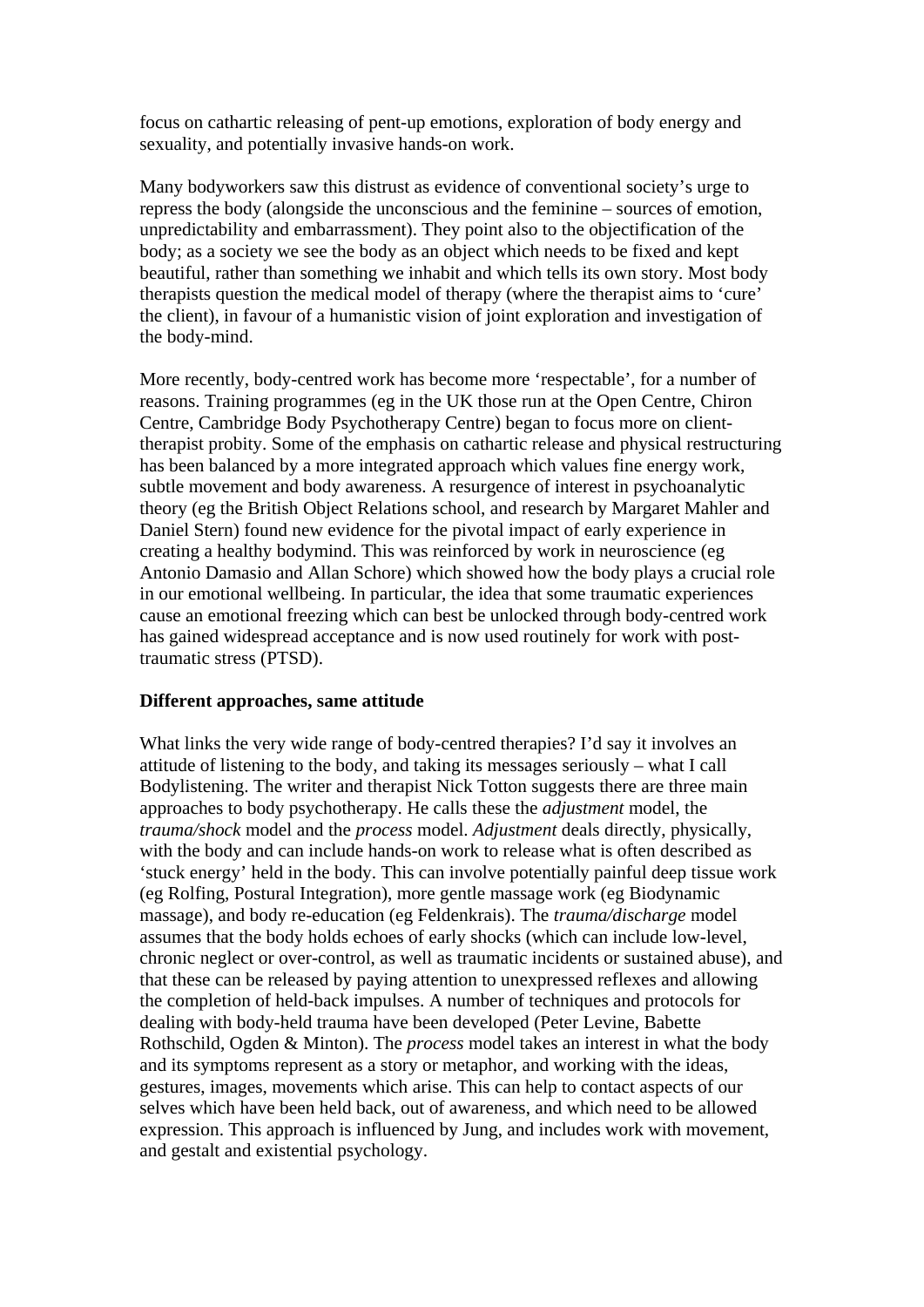focus on cathartic releasing of pent-up emotions, exploration of body energy and sexuality, and potentially invasive hands-on work.

Many bodyworkers saw this distrust as evidence of conventional society's urge to repress the body (alongside the unconscious and the feminine – sources of emotion, unpredictability and embarrassment). They point also to the objectification of the body; as a society we see the body as an object which needs to be fixed and kept beautiful, rather than something we inhabit and which tells its own story. Most body therapists question the medical model of therapy (where the therapist aims to 'cure' the client), in favour of a humanistic vision of joint exploration and investigation of the body-mind.

More recently, body-centred work has become more 'respectable', for a number of reasons. Training programmes (eg in the UK those run at the Open Centre, Chiron Centre, Cambridge Body Psychotherapy Centre) began to focus more on client-therapist probity. Some of the emphasis on cathartic release and physical restructuring has been balanced by a more integrated approach which values fine energy work, subtle movement and body awareness. A resurgence of interest in psychoanalytic theory (eg the British Object Relations school, and research by Margaret Mahler and Daniel Stern) found new evidence for the pivotal impact of early experience in creating a healthy bodymind. This was reinforced by work in neuroscience (eg Antonio Damasio and Allan Schore) which showed how the body plays a crucial role in our emotional wellbeing. In particular, the idea that some traumatic experiences cause an emotional freezing which can best be unlocked through body-centred work has gained widespread acceptance and is now used routinely for work with post-traumatic stress (PTSD).

**Different approaches, same attitude**

What links the very wide range of body-centred therapies? I'd say it involves an attitude of listening to the body, and taking its messages seriously – what I call Bodylistening. The writer and therapist Nick Totton suggests there are three main approaches to body psychotherapy. He calls these the *adjustment* model, the *trauma/shock* model and the *process* model. *Adjustment* deals directly, physically, with the body and can include hands-on work to release what is often described as 'stuck energy' held in the body. This can involve potentially painful deep tissue work (eg Rolfing, Postural Integration), more gentle massage work (eg Biodynamic massage), and body re-education (eg Feldenkrais). The *trauma/discharge* model assumes that the body holds echoes of early shocks (which can include low-level, chronic neglect or over-control, as well as traumatic incidents or sustained abuse), and that these can be released by paying attention to unexpressed reflexes and allowing the completion of held-back impulses. A number of techniques and protocols for dealing with body-held trauma have been developed (Peter Levine, Babette Rothschild, Ogden & Minton). The *process* model takes an interest in what the body and its symptoms represent as a story or metaphor, and working with the ideas, gestures, images, movements which arise. This can help to contact aspects of our selves which have been held back, out of awareness, and which need to be allowed expression. This approach is influenced by Jung, and includes work with movement, and gestalt and existential psychology.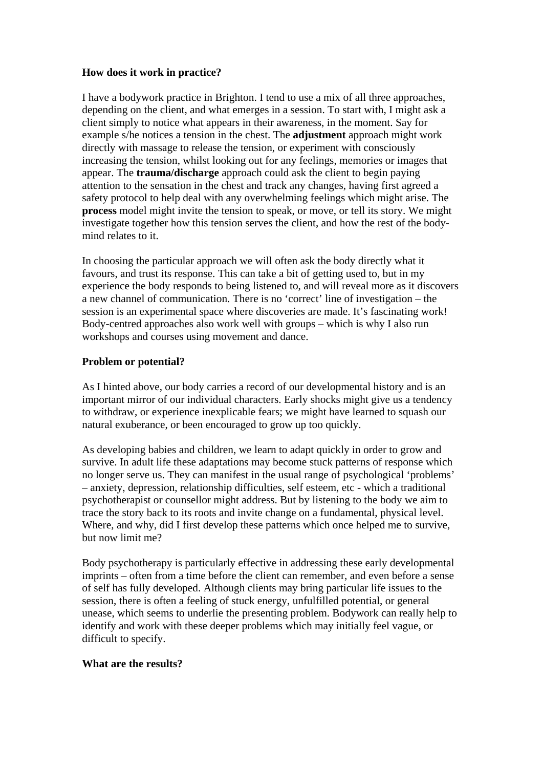**How does it work in practice?**

I have a bodywork practice in Brighton. I tend to use a mix of all three approaches, depending on the client, and what emerges in a session. To start with, I might ask a client simply to notice what appears in their awareness, in the moment. Say for example s/he notices a tension in the chest. The **adjustment** approach might work directly with massage to release the tension, or experiment with consciously increasing the tension, whilst looking out for any feelings, memories or images that appear. The **trauma/discharge** approach could ask the client to begin paying attention to the sensation in the chest and track any changes, having first agreed a safety protocol to help deal with any overwhelming feelings which might arise. The **process** model might invite the tension to speak, or move, or tell its story. We might investigate together how this tension serves the client, and how the rest of the body-mind relates to it.

In choosing the particular approach we will often ask the body directly what it favours, and trust its response. This can take a bit of getting used to, but in my experience the body responds to being listened to, and will reveal more as it discovers a new channel of communication. There is no 'correct' line of investigation – the session is an experimental space where discoveries are made. It's fascinating work! Body-centred approaches also work well with groups – which is why I also run workshops and courses using movement and dance.

**Problem or potential?**

As I hinted above, our body carries a record of our developmental history and is an important mirror of our individual characters. Early shocks might give us a tendency to withdraw, or experience inexplicable fears; we might have learned to squash our natural exuberance, or been encouraged to grow up too quickly.

As developing babies and children, we learn to adapt quickly in order to grow and survive. In adult life these adaptations may become stuck patterns of response which no longer serve us. They can manifest in the usual range of psychological 'problems' – anxiety, depression, relationship difficulties, self esteem, etc - which a traditional psychotherapist or counsellor might address. But by listening to the body we aim to trace the story back to its roots and invite change on a fundamental, physical level. Where, and why, did I first develop these patterns which once helped me to survive, but now limit me?

Body psychotherapy is particularly effective in addressing these early developmental imprints – often from a time before the client can remember, and even before a sense of self has fully developed. Although clients may bring particular life issues to the session, there is often a feeling of stuck energy, unfulfilled potential, or general unease, which seems to underlie the presenting problem. Bodywork can really help to identify and work with these deeper problems which may initially feel vague, or difficult to specify.

**What are the results?**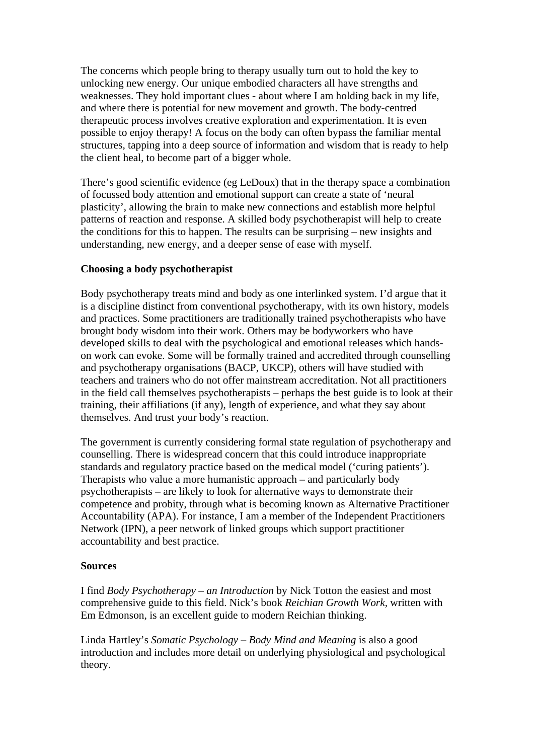The concerns which people bring to therapy usually turn out to hold the key to unlocking new energy. Our unique embodied characters all have strengths and weaknesses. They hold important clues - about where I am holding back in my life, and where there is potential for new movement and growth. The body-centred therapeutic process involves creative exploration and experimentation. It is even possible to enjoy therapy! A focus on the body can often bypass the familiar mental structures, tapping into a deep source of information and wisdom that is ready to help the client heal, to become part of a bigger whole.

There's good scientific evidence (eg LeDoux) that in the therapy space a combination of focussed body attention and emotional support can create a state of 'neural plasticity', allowing the brain to make new connections and establish more helpful patterns of reaction and response. A skilled body psychotherapist will help to create the conditions for this to happen. The results can be surprising – new insights and understanding, new energy, and a deeper sense of ease with myself.

**Choosing a body psychotherapist**

Body psychotherapy treats mind and body as one interlinked system. I'd argue that it is a discipline distinct from conventional psychotherapy, with its own history, models and practices. Some practitioners are traditionally trained psychotherapists who have brought body wisdom into their work. Others may be bodyworkers who have developed skills to deal with the psychological and emotional releases which hands-on work can evoke. Some will be formally trained and accredited through counselling and psychotherapy organisations (BACP, UKCP), others will have studied with teachers and trainers who do not offer mainstream accreditation. Not all practitioners in the field call themselves psychotherapists – perhaps the best guide is to look at their training, their affiliations (if any), length of experience, and what they say about themselves. And trust your body's reaction.

The government is currently considering formal state regulation of psychotherapy and counselling. There is widespread concern that this could introduce inappropriate standards and regulatory practice based on the medical model ('curing patients'). Therapists who value a more humanistic approach – and particularly body psychotherapists – are likely to look for alternative ways to demonstrate their competence and probity, through what is becoming known as Alternative Practitioner Accountability (APA). For instance, I am a member of the Independent Practitioners Network (IPN), a peer network of linked groups which support practitioner accountability and best practice.

**Sources**

I find *Body Psychotherapy – an Introduction* by Nick Totton the easiest and most comprehensive guide to this field. Nick's book *Reichian Growth Work*, written with Em Edmonson, is an excellent guide to modern Reichian thinking.

Linda Hartley's *Somatic Psychology – Body Mind and Meaning* is also a good introduction and includes more detail on underlying physiological and psychological theory.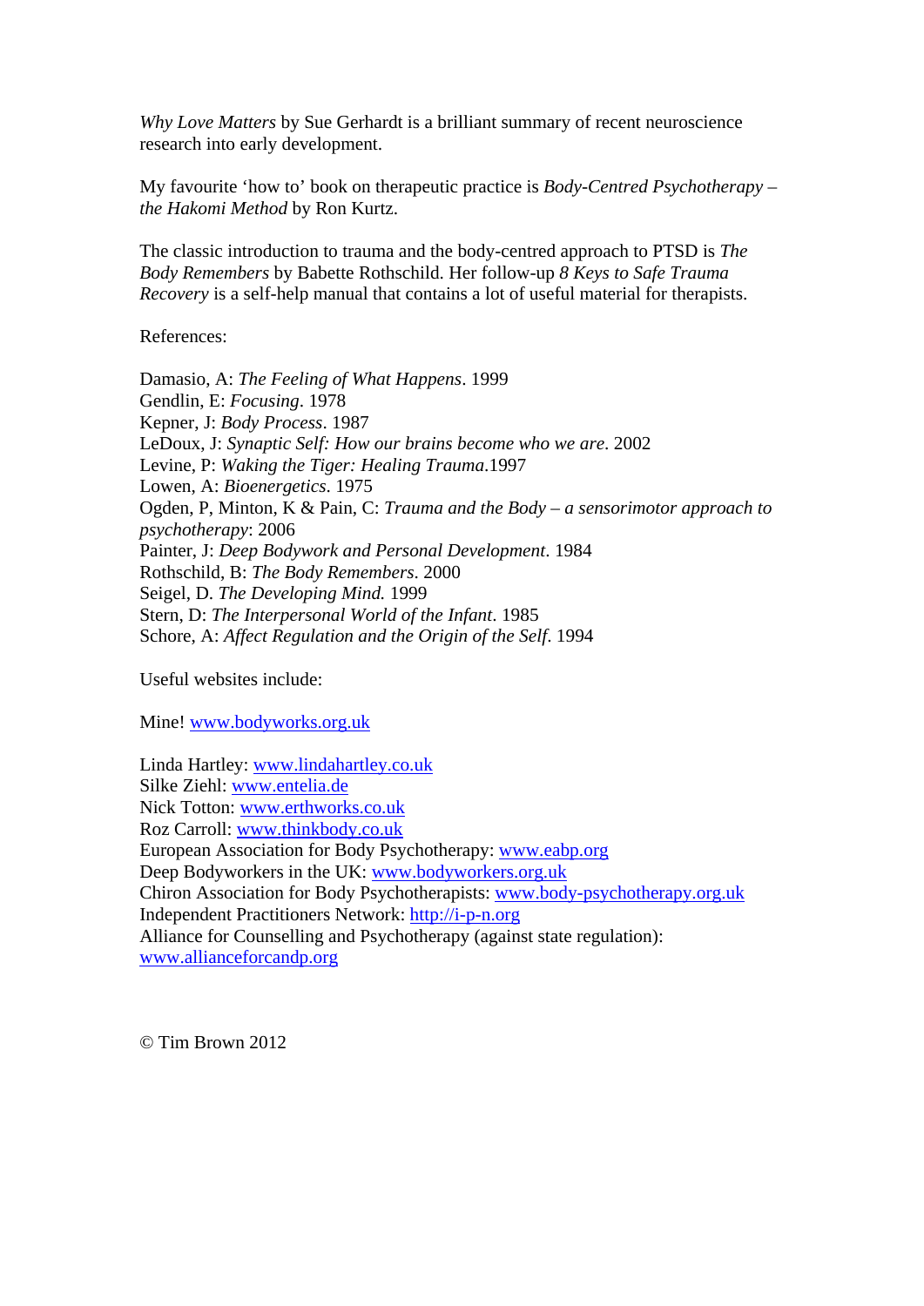*Why Love Matters* by Sue Gerhardt is a brilliant summary of recent neuroscience research into early development.

My favourite 'how to' book on therapeutic practice is *Body-Centred Psychotherapy – the Hakomi Method* by Ron Kurtz.

The classic introduction to trauma and the body-centred approach to PTSD is *The Body Remembers* by Babette Rothschild. Her follow-up *8 Keys to Safe Trauma Recovery* is a self-help manual that contains a lot of useful material for therapists.

References:

Damasio, A: *The Feeling of What Happens*. 1999
Gendlin, E: *Focusing*. 1978
Kepner, J: *Body Process*. 1987
LeDoux, J: *Synaptic Self: How our brains become who we are*. 2002
Levine, P: *Waking the Tiger: Healing Trauma*.1997
Lowen, A: *Bioenergetics*. 1975
Ogden, P, Minton, K & Pain, C: *Trauma and the Body – a sensorimotor approach to psychotherapy*: 2006
Painter, J: *Deep Bodywork and Personal Development*. 1984
Rothschild, B: *The Body Remembers*. 2000
Seigel, D. *The Developing Mind.* 1999
Stern, D: *The Interpersonal World of the Infant*. 1985
Schore, A: *Affect Regulation and the Origin of the Self*. 1994

Useful websites include:

Mine! www.bodyworks.org.uk

Linda Hartley: www.lindahartley.co.uk
Silke Ziehl: www.entelia.de
Nick Totton: www.erthworks.co.uk
Roz Carroll: www.thinkbody.co.uk
European Association for Body Psychotherapy: www.eabp.org
Deep Bodyworkers in the UK: www.bodyworkers.org.uk
Chiron Association for Body Psychotherapists: www.body-psychotherapy.org.uk
Independent Practitioners Network: http://i-p-n.org
Alliance for Counselling and Psychotherapy (against state regulation): www.allianceforcandp.org

© Tim Brown 2012